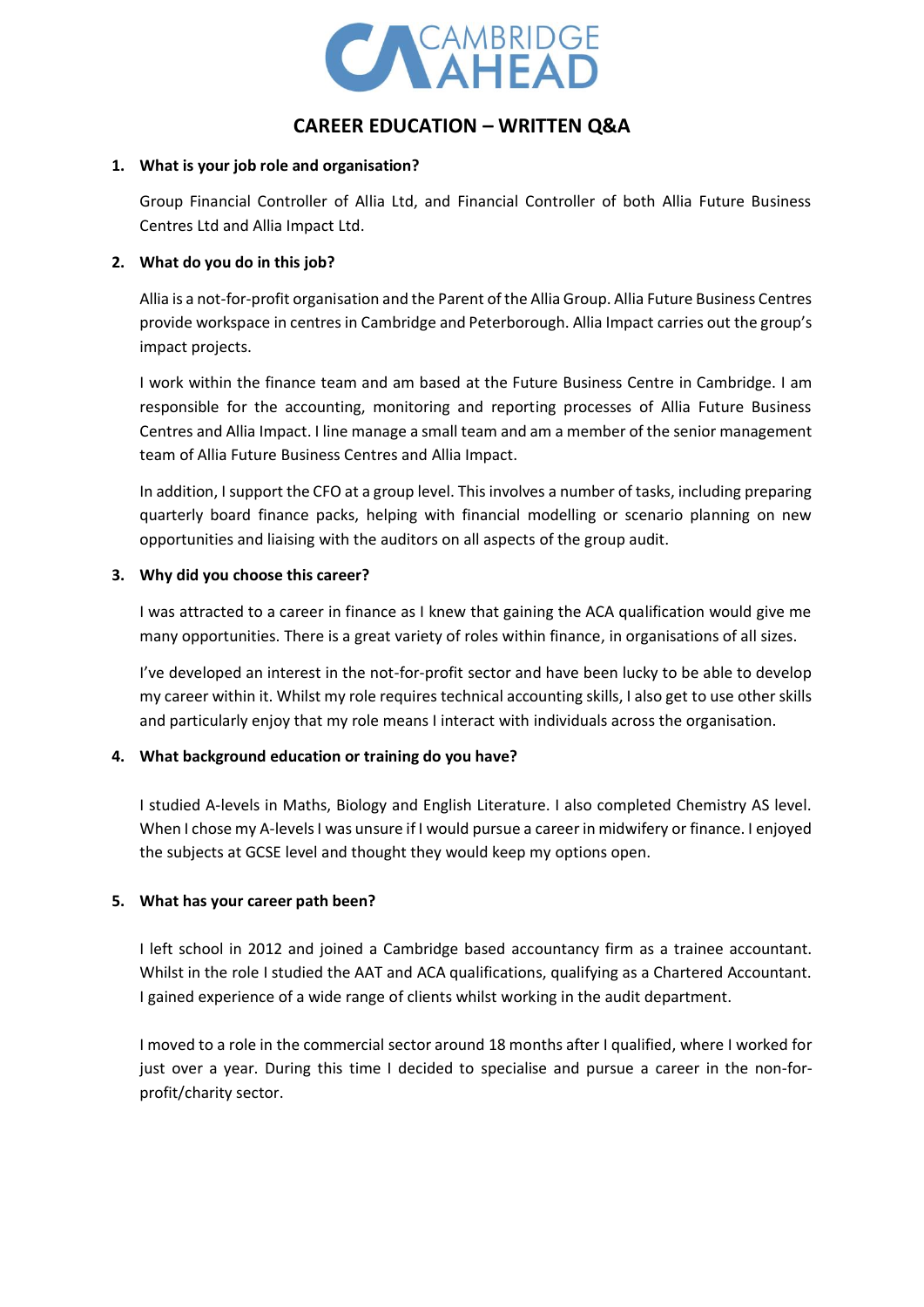CAMBRIDGE AHEAD

# CAREER EDUCATION – WRITTEN Q&A

1. **What is your job role and organisation?**

   Group Financial Controller of Allia Ltd, and Financial Controller of both Allia Future Business Centres Ltd and Allia Impact Ltd.

2. **What do you do in this job?**

   Allia is a not-for-profit organisation and the Parent of the Allia Group. Allia Future Business Centres provide workspace in centres in Cambridge and Peterborough. Allia Impact carries out the group's impact projects.

   I work within the finance team and am based at the Future Business Centre in Cambridge. I am responsible for the accounting, monitoring and reporting processes of Allia Future Business Centres and Allia Impact. I line manage a small team and am a member of the senior management team of Allia Future Business Centres and Allia Impact.

   In addition, I support the CFO at a group level. This involves a number of tasks, including preparing quarterly board finance packs, helping with financial modelling or scenario planning on new opportunities and liaising with the auditors on all aspects of the group audit.

3. **Why did you choose this career?**

   I was attracted to a career in finance as I knew that gaining the ACA qualification would give me many opportunities. There is a great variety of roles within finance, in organisations of all sizes.

   I've developed an interest in the not-for-profit sector and have been lucky to be able to develop my career within it. Whilst my role requires technical accounting skills, I also get to use other skills and particularly enjoy that my role means I interact with individuals across the organisation.

4. **What background education or training do you have?**

   I studied A-levels in Maths, Biology and English Literature. I also completed Chemistry AS level. When I chose my A-levels I was unsure if I would pursue a career in midwifery or finance. I enjoyed the subjects at GCSE level and thought they would keep my options open.

5. **What has your career path been?**

   I left school in 2012 and joined a Cambridge based accountancy firm as a trainee accountant. Whilst in the role I studied the AAT and ACA qualifications, qualifying as a Chartered Accountant. I gained experience of a wide range of clients whilst working in the audit department.

   I moved to a role in the commercial sector around 18 months after I qualified, where I worked for just over a year. During this time I decided to specialise and pursue a career in the non-for-profit/charity sector.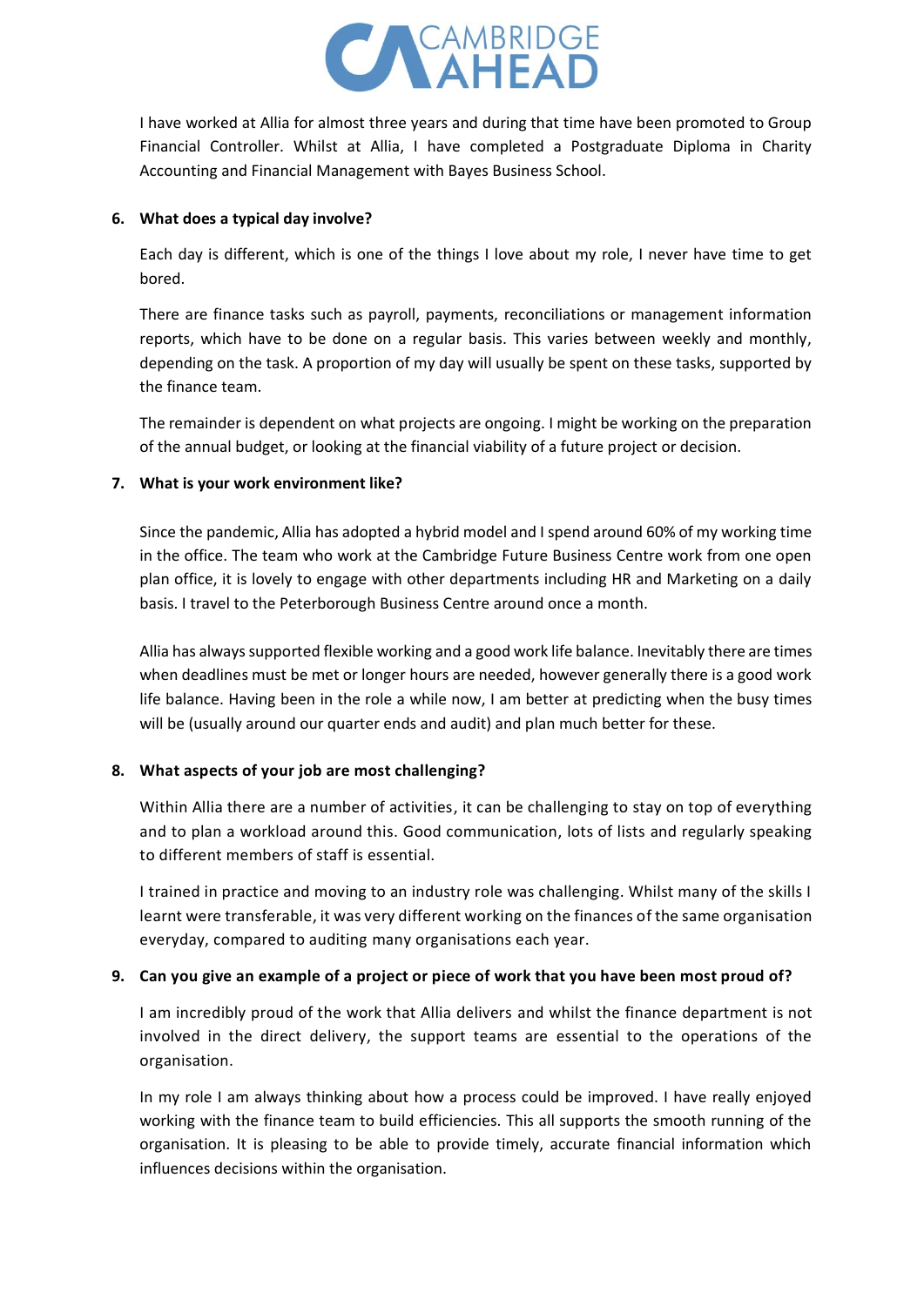I have worked at Allia for almost three years and during that time have been promoted to Group Financial Controller. Whilst at Allia, I have completed a Postgraduate Diploma in Charity Accounting and Financial Management with Bayes Business School.

**6. What does a typical day involve?**

Each day is different, which is one of the things I love about my role, I never have time to get bored.

There are finance tasks such as payroll, payments, reconciliations or management information reports, which have to be done on a regular basis. This varies between weekly and monthly, depending on the task. A proportion of my day will usually be spent on these tasks, supported by the finance team.

The remainder is dependent on what projects are ongoing. I might be working on the preparation of the annual budget, or looking at the financial viability of a future project or decision.

**7. What is your work environment like?**

Since the pandemic, Allia has adopted a hybrid model and I spend around 60% of my working time in the office. The team who work at the Cambridge Future Business Centre work from one open plan office, it is lovely to engage with other departments including HR and Marketing on a daily basis. I travel to the Peterborough Business Centre around once a month.

Allia has always supported flexible working and a good work life balance. Inevitably there are times when deadlines must be met or longer hours are needed, however generally there is a good work life balance. Having been in the role a while now, I am better at predicting when the busy times will be (usually around our quarter ends and audit) and plan much better for these.

**8. What aspects of your job are most challenging?**

Within Allia there are a number of activities, it can be challenging to stay on top of everything and to plan a workload around this. Good communication, lots of lists and regularly speaking to different members of staff is essential.

I trained in practice and moving to an industry role was challenging. Whilst many of the skills I learnt were transferable, it was very different working on the finances of the same organisation everyday, compared to auditing many organisations each year.

**9. Can you give an example of a project or piece of work that you have been most proud of?**

I am incredibly proud of the work that Allia delivers and whilst the finance department is not involved in the direct delivery, the support teams are essential to the operations of the organisation.

In my role I am always thinking about how a process could be improved. I have really enjoyed working with the finance team to build efficiencies. This all supports the smooth running of the organisation. It is pleasing to be able to provide timely, accurate financial information which influences decisions within the organisation.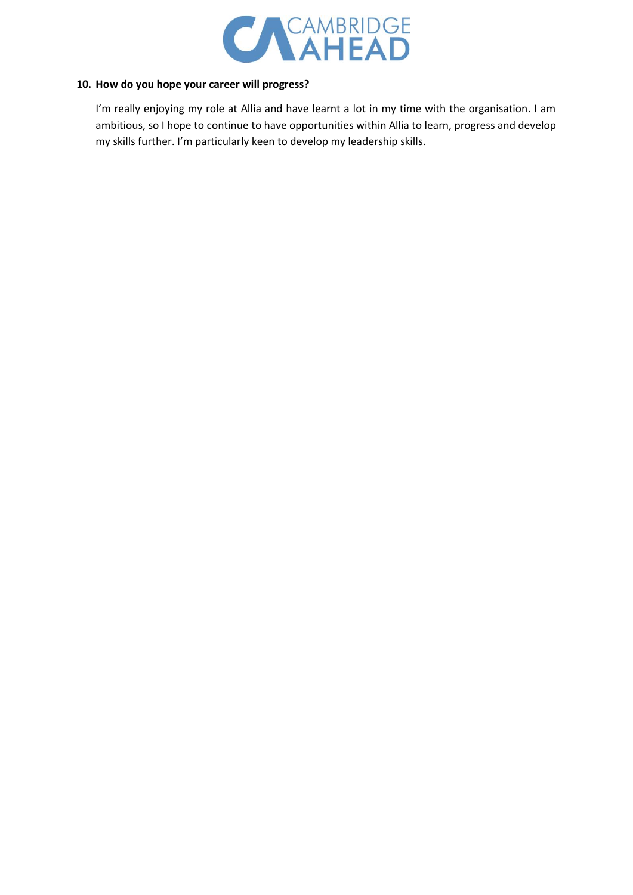**10. How do you hope your career will progress?**

I'm really enjoying my role at Allia and have learnt a lot in my time with the organisation. I am ambitious, so I hope to continue to have opportunities within Allia to learn, progress and develop my skills further. I'm particularly keen to develop my leadership skills.